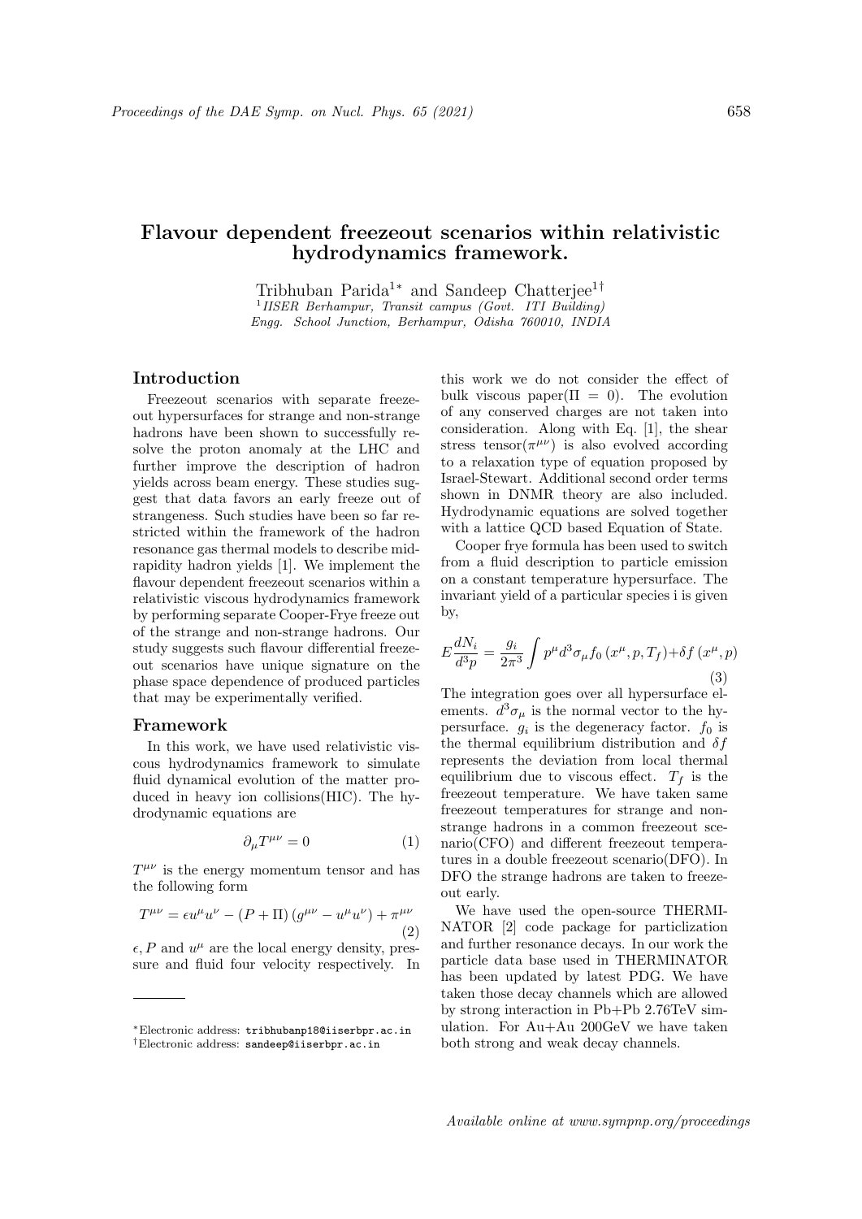# Flavour dependent freezeout scenarios within relativistic hydrodynamics framework.

Tribhuban Parida[1*] and Sandeep Chatterjee[1†]

[1] *IISER Berhampur, Transit campus (Govt. ITI Building) Engg. School Junction, Berhampur, Odisha 760010, INDIA*

## Introduction

Freezeout scenarios with separate freezeout hypersurfaces for strange and non-strange hadrons have been shown to successfully resolve the proton anomaly at the LHC and further improve the description of hadron yields across beam energy. These studies suggest that data favors an early freeze out of strangeness. Such studies have been so far restricted within the framework of the hadron resonance gas thermal models to describe midrapidity hadron yields [1]. We implement the flavour dependent freezeout scenarios within a relativistic viscous hydrodynamics framework by performing separate Cooper-Frye freeze out of the strange and non-strange hadrons. Our study suggests such flavour differential freezeout scenarios have unique signature on the phase space dependence of produced particles that may be experimentally verified.

## Framework

In this work, we have used relativistic viscous hydrodynamics framework to simulate fluid dynamical evolution of the matter produced in heavy ion collisions(HIC). The hydrodynamic equations are

$$\partial_\mu T^{\mu\nu} = 0 \tag{1}$$

$T^{\mu\nu}$ is the energy momentum tensor and has the following form

$$T^{\mu\nu} = \epsilon u^\mu u^\nu - (P + \Pi)(g^{\mu\nu} - u^\mu u^\nu) + \pi^{\mu\nu} \tag{2}$$

$\epsilon, P$ and $u^\mu$ are the local energy density, pressure and fluid four velocity respectively. In this work we do not consider the effect of bulk viscous paper($\Pi = 0$). The evolution of any conserved charges are not taken into consideration. Along with Eq. [1], the shear stress tensor($\pi^{\mu\nu}$) is also evolved according to a relaxation type of equation proposed by Israel-Stewart. Additional second order terms shown in DNMR theory are also included. Hydrodynamic equations are solved together with a lattice QCD based Equation of State.

Cooper frye formula has been used to switch from a fluid description to particle emission on a constant temperature hypersurface. The invariant yield of a particular species i is given by,

$$E\frac{dN_i}{d^3p} = \frac{g_i}{2\pi^3}\int p^\mu d^3\sigma_\mu f_0(x^\mu, p, T_f) + \delta f(x^\mu, p) \tag{3}$$

The integration goes over all hypersurface elements. $d^3\sigma_\mu$ is the normal vector to the hypersurface. $g_i$ is the degeneracy factor. $f_0$ is the thermal equilibrium distribution and $\delta f$ represents the deviation from local thermal equilibrium due to viscous effect. $T_f$ is the freezeout temperature. We have taken same freezeout temperatures for strange and non-strange hadrons in a common freezeout scenario(CFO) and different freezeout temperatures in a double freezeout scenario(DFO). In DFO the strange hadrons are taken to freezeout early.

We have used the open-source THERMINATOR [2] code package for particlization and further resonance decays. In our work the particle data base used in THERMINATOR has been updated by latest PDG. We have taken those decay channels which are allowed by strong interaction in Pb+Pb 2.76TeV simulation. For Au+Au 200GeV we have taken both strong and weak decay channels.

---

*Electronic address: tribhubanp18@iiserbpr.ac.in

†Electronic address: sandeep@iiserbpr.ac.in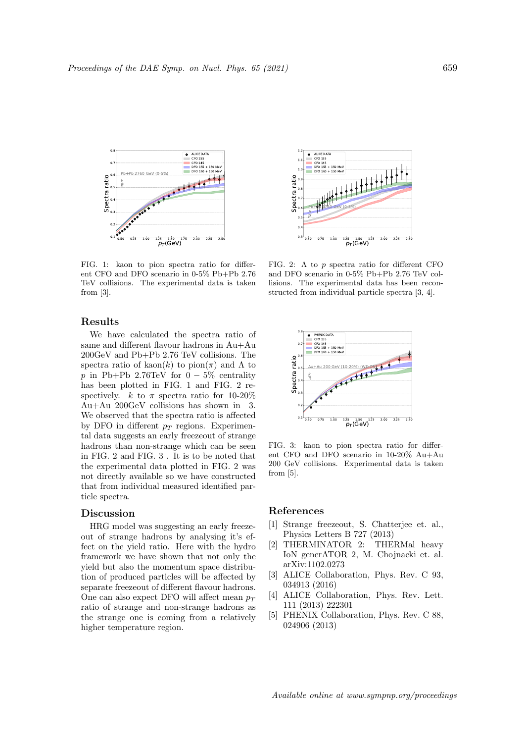Spectra ratio

ALICE DATA
CFO 155
CFO 145
DFO 155 + 150 MeV
DFO 160 + 150 MeV

Pb+Pb 2760 GeV (0-5%)

$\frac{k}{\pi}$

$p_T$(GeV)

FIG. 1: kaon to pion spectra ratio for different CFO and DFO scenario in 0-5% Pb+Pb 2.76 TeV collisions. The experimental data is taken from [3].

Spectra ratio

ALICE DATA
CFO 155
CFO 145
DFO 155 + 150 MeV
DFO 160 + 150 MeV

Pb+Pb 2760 GeV (0-5%)

$\frac{\Lambda}{p}$

$p_T$(GeV)

FIG. 2: $\Lambda$ to $p$ spectra ratio for different CFO and DFO scenario in 0-5% Pb+Pb 2.76 TeV collisions. The experimental data has been reconstructed from individual particle spectra [3, 4].

## Results

We have calculated the spectra ratio of same and different flavour hadrons in Au+Au 200GeV and Pb+Pb 2.76 TeV collisions. The spectra ratio of kaon($k$) to pion($\pi$) and $\Lambda$ to $p$ in Pb+Pb 2.76TeV for $0-5\%$ centrality has been plotted in FIG. 1 and FIG. 2 respectively. $k$ to $\pi$ spectra ratio for 10-20% Au+Au 200GeV collisions has shown in 3. We observed that the spectra ratio is affected by DFO in different $p_T$ regions. Experimental data suggests an early freezeout of strange hadrons than non-strange which can be seen in FIG. 2 and FIG. 3 . It is to be noted that the experimental data plotted in FIG. 2 was not directly available so we have constructed that from individual measured identified particle spectra.

## Discussion

HRG model was suggesting an early freezeout of strange hadrons by analysing it's effect on the yield ratio. Here with the hydro framework we have shown that not only the yield but also the momentum space distribution of produced particles will be affected by separate freezeout of different flavour hadrons. One can also expect DFO will affect mean $p_T$ ratio of strange and non-strange hadrons as the strange one is coming from a relatively higher temperature region.

Spectra ratio

PHENIX DATA
CFO 155
CFO 145
DFO 155 + 150 MeV
DFO 160 + 150 MeV

Au+Au 200 GeV (10-20%) (WD ON)

$\frac{k}{\pi}$

$p_T$(GeV)

FIG. 3: kaon to pion spectra ratio for different CFO and DFO scenario in 10-20% Au+Au 200 GeV collisions. Experimental data is taken from [5].

## References

[1] Strange freezeout, S. Chatterjee et. al., Physics Letters B 727 (2013)

[2] THERMINATOR 2: THERMal heavy IoN generATOR 2, M. Chojnacki et. al. arXiv:1102.0273

[3] ALICE Collaboration, Phys. Rev. C 93, 034913 (2016)

[4] ALICE Collaboration, Phys. Rev. Lett. 111 (2013) 222301

[5] PHENIX Collaboration, Phys. Rev. C 88, 024906 (2013)